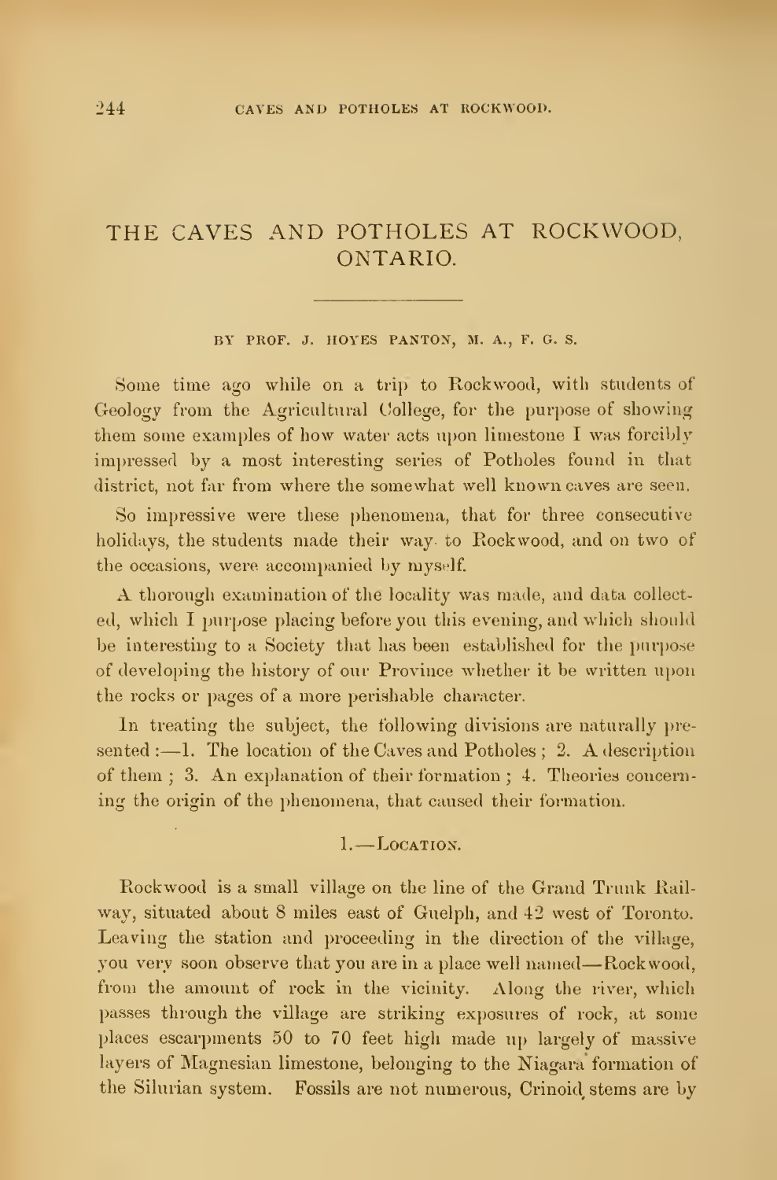# THE CAVES AND POTHOLES AT ROCKWOOD, ONTARIO.

BY PROF. J. HOYES PANTON, M. A., F. G. S.

Some time ago while on a trip to Rockwood, with students of Geology from the Agricultural College, for the purpose of showing them some examples of how water acts upon limestone I was forcibly impressed by a most interesting series of Potholes found in that district, not far from where the somewhat well known caves are seen.

So impressive were these phenomena, that for three consecutive holidays, the students made their way to Rockwood, and on two of the occasions, were accompanied by myself.

A thorough examination of the locality was made, and data collected, which I purpose placing before you this evening, and which should be interesting to a Society that has been established for the purpose of developing the history of our Province whether it be written upon the rocks or pages of a more perishable character.

In treating the subject, the following divisions are naturally presented :—1. The location of the Caves and Potholes ; 2. A description of them ; 3. An explanation of their formation ; 4. Theories concerning the origin of the phenomena, that caused their formation.

## 1.—Location.

Rockwood is a small village on the line of the Grand Trunk Railway, situated about 8 miles east of Guelph, and 42 west of Toronto. Leaving the station and proceeding in the direction of the village, you very soon observe that you are in a place well named—Rockwood, from the amount of rock in the vicinity. Along the river, which passes through the village are striking exposures of rock, at some places escarpments 50 to 70 feet high made up largely of massive layers of Magnesian limestone, belonging to the Niagara formation of the Silurian system. Fossils are not numerous, Crinoid stems are by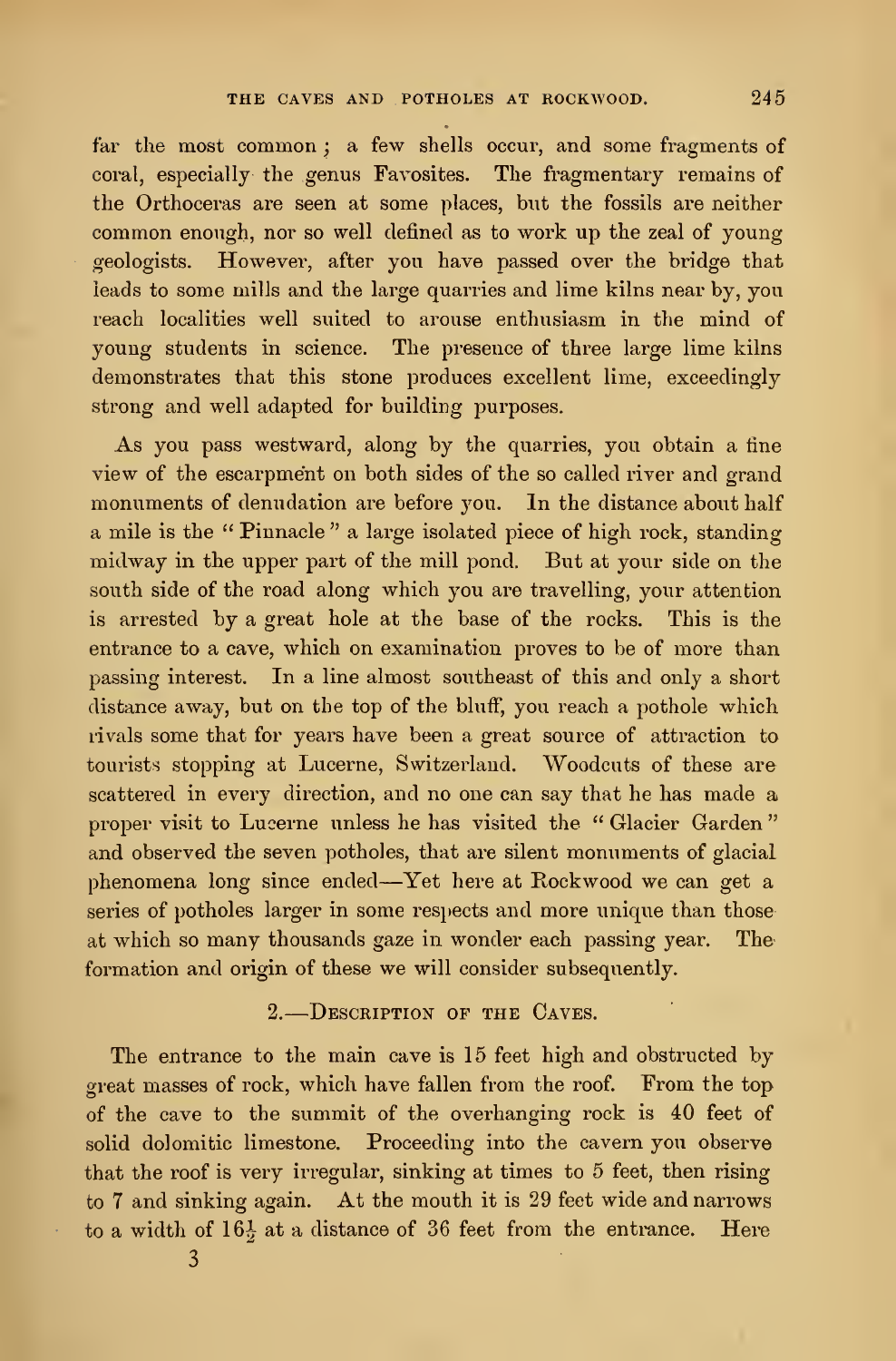far the most common; a few shells occur, and some fragments of coral, especially the genus Favosites. The fragmentary remains of the Orthoceras are seen at some places, but the fossils are neither common enough, nor so well defined as to work up the zeal of young geologists. However, after you have passed over the bridge that leads to some mills and the large quarries and lime kilns near by, you reach localities well suited to arouse enthusiasm in the mind of young students in science. The presence of three large lime kilns demonstrates that this stone produces excellent lime, exceedingly strong and well adapted for building purposes.

As you pass westward, along by the quarries, you obtain a fine view of the escarpment on both sides of the so called river and grand monuments of denudation are before you. In the distance about half a mile is the "Pinnacle" a large isolated piece of high rock, standing midway in the upper part of the mill pond. But at your side on the south side of the road along which you are travelling, your attention is arrested by a great hole at the base of the rocks. This is the entrance to a cave, which on examination proves to be of more than passing interest. In a line almost southeast of this and only a short distance away, but on the top of the bluff, you reach a pothole which rivals some that for years have been a great source of attraction to tourists stopping at Lucerne, Switzerland. Woodcuts of these are scattered in every direction, and no one can say that he has made a proper visit to Lucerne unless he has visited the "Glacier Garden" and observed the seven potholes, that are silent monuments of glacial phenomena long since ended—Yet here at Rockwood we can get a series of potholes larger in some respects and more unique than those at which so many thousands gaze in wonder each passing year. The formation and origin of these we will consider subsequently.

## 2.—Description of the Caves.

The entrance to the main cave is 15 feet high and obstructed by great masses of rock, which have fallen from the roof. From the top of the cave to the summit of the overhanging rock is 40 feet of solid dolomitic limestone. Proceeding into the cavern you observe that the roof is very irregular, sinking at times to 5 feet, then rising to 7 and sinking again. At the mouth it is 29 feet wide and narrows to a width of $16\frac{1}{2}$ at a distance of 36 feet from the entrance. Here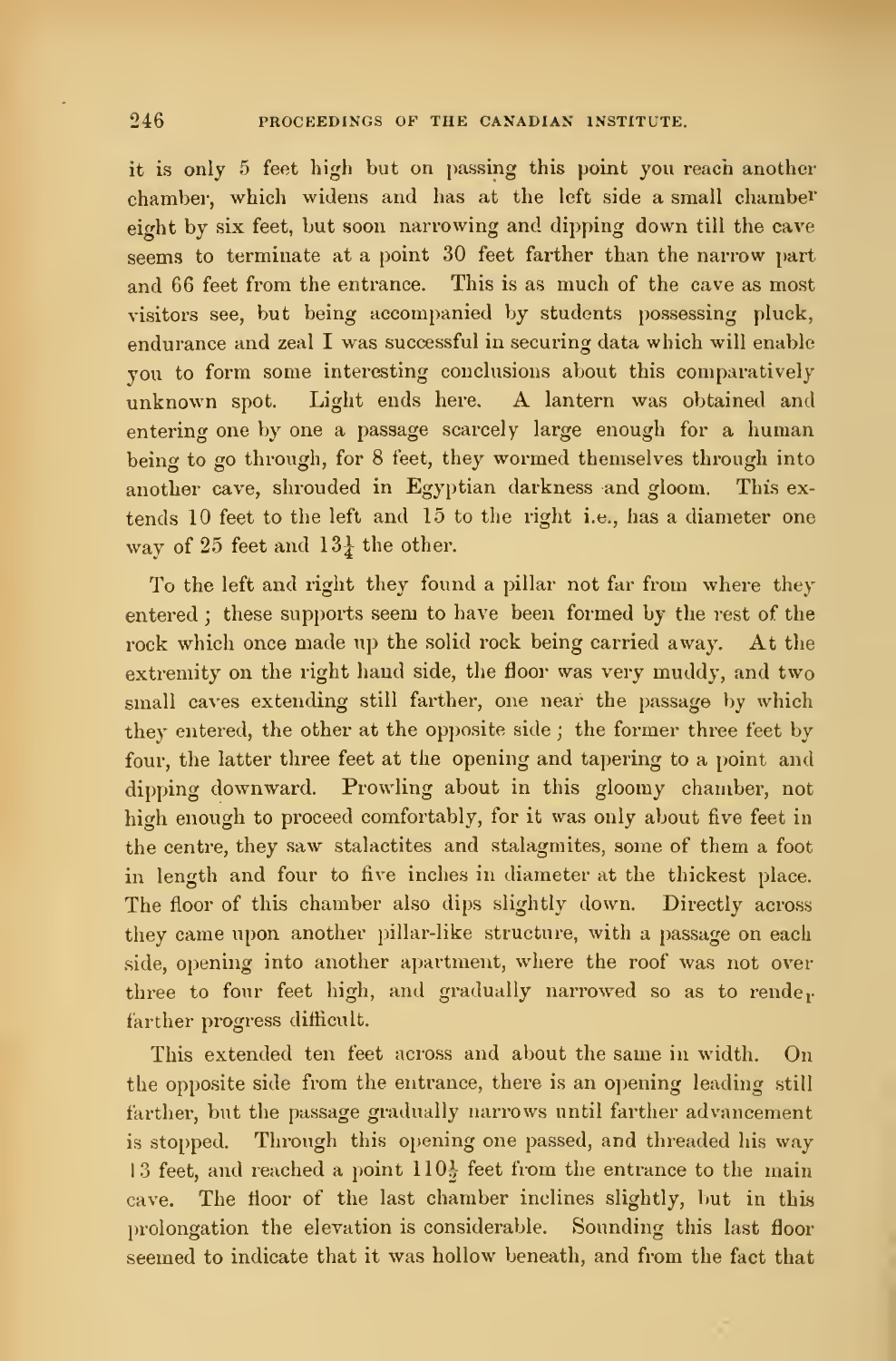it is only 5 feet high but on passing this point you reach another chamber, which widens and has at the left side a small chamber eight by six feet, but soon narrowing and dipping down till the cave seems to terminate at a point 30 feet farther than the narrow part and 66 feet from the entrance. This is as much of the cave as most visitors see, but being accompanied by students possessing pluck, endurance and zeal I was successful in securing data which will enable you to form some interesting conclusions about this comparatively unknown spot. Light ends here. A lantern was obtained and entering one by one a passage scarcely large enough for a human being to go through, for 8 feet, they wormed themselves through into another cave, shrouded in Egyptian darkness and gloom. This extends 10 feet to the left and 15 to the right i.e., has a diameter one way of 25 feet and 13¼ the other.

To the left and right they found a pillar not far from where they entered; these supports seem to have been formed by the rest of the rock which once made up the solid rock being carried away. At the extremity on the right hand side, the floor was very muddy, and two small caves extending still farther, one near the passage by which they entered, the other at the opposite side; the former three feet by four, the latter three feet at the opening and tapering to a point and dipping downward. Prowling about in this gloomy chamber, not high enough to proceed comfortably, for it was only about five feet in the centre, they saw stalactites and stalagmites, some of them a foot in length and four to five inches in diameter at the thickest place. The floor of this chamber also dips slightly down. Directly across they came upon another pillar-like structure, with a passage on each side, opening into another apartment, where the roof was not over three to four feet high, and gradually narrowed so as to render farther progress difficult.

This extended ten feet across and about the same in width. On the opposite side from the entrance, there is an opening leading still farther, but the passage gradually narrows until farther advancement is stopped. Through this opening one passed, and threaded his way 13 feet, and reached a point 110½ feet from the entrance to the main cave. The floor of the last chamber inclines slightly, but in this prolongation the elevation is considerable. Sounding this last floor seemed to indicate that it was hollow beneath, and from the fact that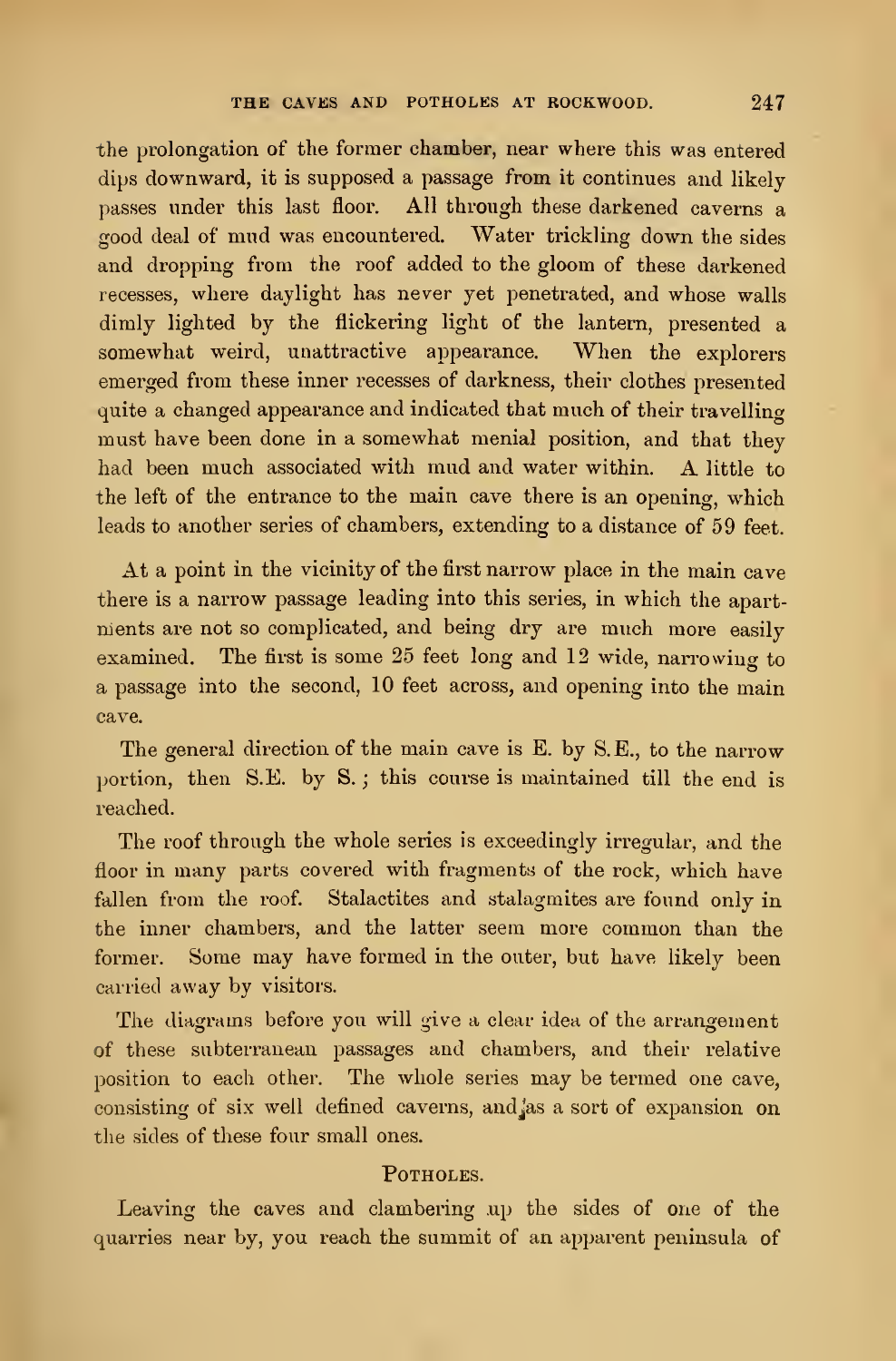the prolongation of the former chamber, near where this was entered dips downward, it is supposed a passage from it continues and likely passes under this last floor. All through these darkened caverns a good deal of mud was encountered. Water trickling down the sides and dropping from the roof added to the gloom of these darkened recesses, where daylight has never yet penetrated, and whose walls dimly lighted by the flickering light of the lantern, presented a somewhat weird, unattractive appearance. When the explorers emerged from these inner recesses of darkness, their clothes presented quite a changed appearance and indicated that much of their travelling must have been done in a somewhat menial position, and that they had been much associated with mud and water within. A little to the left of the entrance to the main cave there is an opening, which leads to another series of chambers, extending to a distance of 59 feet.

At a point in the vicinity of the first narrow place in the main cave there is a narrow passage leading into this series, in which the apartments are not so complicated, and being dry are much more easily examined. The first is some 25 feet long and 12 wide, narrowing to a passage into the second, 10 feet across, and opening into the main cave.

The general direction of the main cave is E. by S.E., to the narrow portion, then S.E. by S.; this course is maintained till the end is reached.

The roof through the whole series is exceedingly irregular, and the floor in many parts covered with fragments of the rock, which have fallen from the roof. Stalactites and stalagmites are found only in the inner chambers, and the latter seem more common than the former. Some may have formed in the outer, but have likely been carried away by visitors.

The diagrams before you will give a clear idea of the arrangement of these subterranean passages and chambers, and their relative position to each other. The whole series may be termed one cave, consisting of six well defined caverns, and as a sort of expansion on the sides of these four small ones.

## Potholes.

Leaving the caves and clambering up the sides of one of the quarries near by, you reach the summit of an apparent peninsula of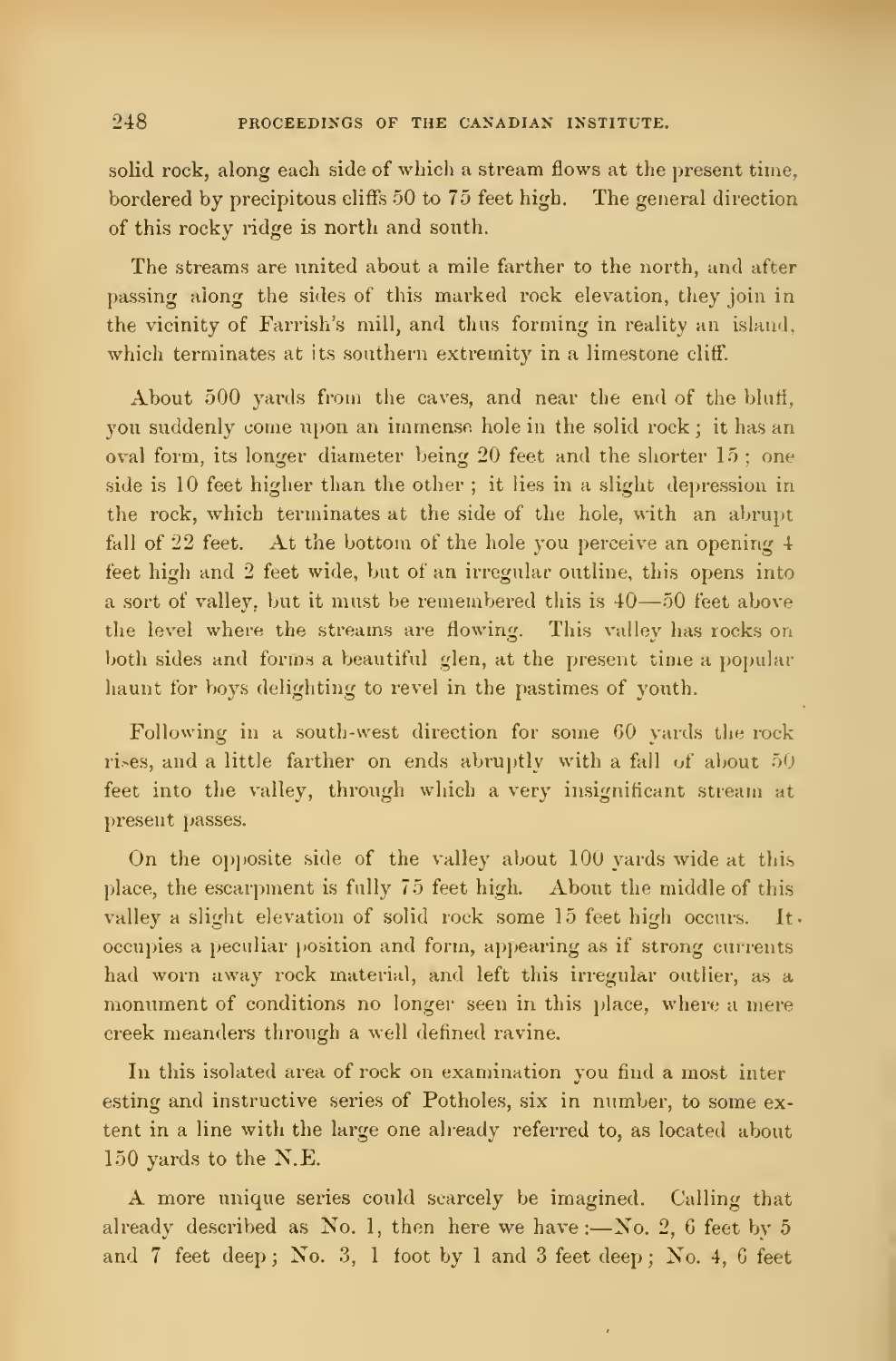solid rock, along each side of which a stream flows at the present time, bordered by precipitous cliffs 50 to 75 feet high. The general direction of this rocky ridge is north and south.

The streams are united about a mile farther to the north, and after passing along the sides of this marked rock elevation, they join in the vicinity of Farrish's mill, and thus forming in reality an island, which terminates at its southern extremity in a limestone cliff.

About 500 yards from the caves, and near the end of the bluff, you suddenly come upon an immense hole in the solid rock; it has an oval form, its longer diameter being 20 feet and the shorter 15; one side is 10 feet higher than the other; it lies in a slight depression in the rock, which terminates at the side of the hole, with an abrupt fall of 22 feet. At the bottom of the hole you perceive an opening 4 feet high and 2 feet wide, but of an irregular outline, this opens into a sort of valley, but it must be remembered this is 40—50 feet above the level where the streams are flowing. This valley has rocks on both sides and forms a beautiful glen, at the present time a popular haunt for boys delighting to revel in the pastimes of youth.

Following in a south-west direction for some 60 yards the rock rises, and a little farther on ends abruptly with a fall of about 50 feet into the valley, through which a very insignificant stream at present passes.

On the opposite side of the valley about 100 yards wide at this place, the escarpment is fully 75 feet high. About the middle of this valley a slight elevation of solid rock some 15 feet high occurs. It occupies a peculiar position and form, appearing as if strong currents had worn away rock material, and left this irregular outlier, as a monument of conditions no longer seen in this place, where a mere creek meanders through a well defined ravine.

In this isolated area of rock on examination you find a most interesting and instructive series of Potholes, six in number, to some extent in a line with the large one already referred to, as located about 150 yards to the N.E.

A more unique series could scarcely be imagined. Calling that already described as No. 1, then here we have:—No. 2, 6 feet by 5 and 7 feet deep; No. 3, 1 foot by 1 and 3 feet deep; No. 4, 6 feet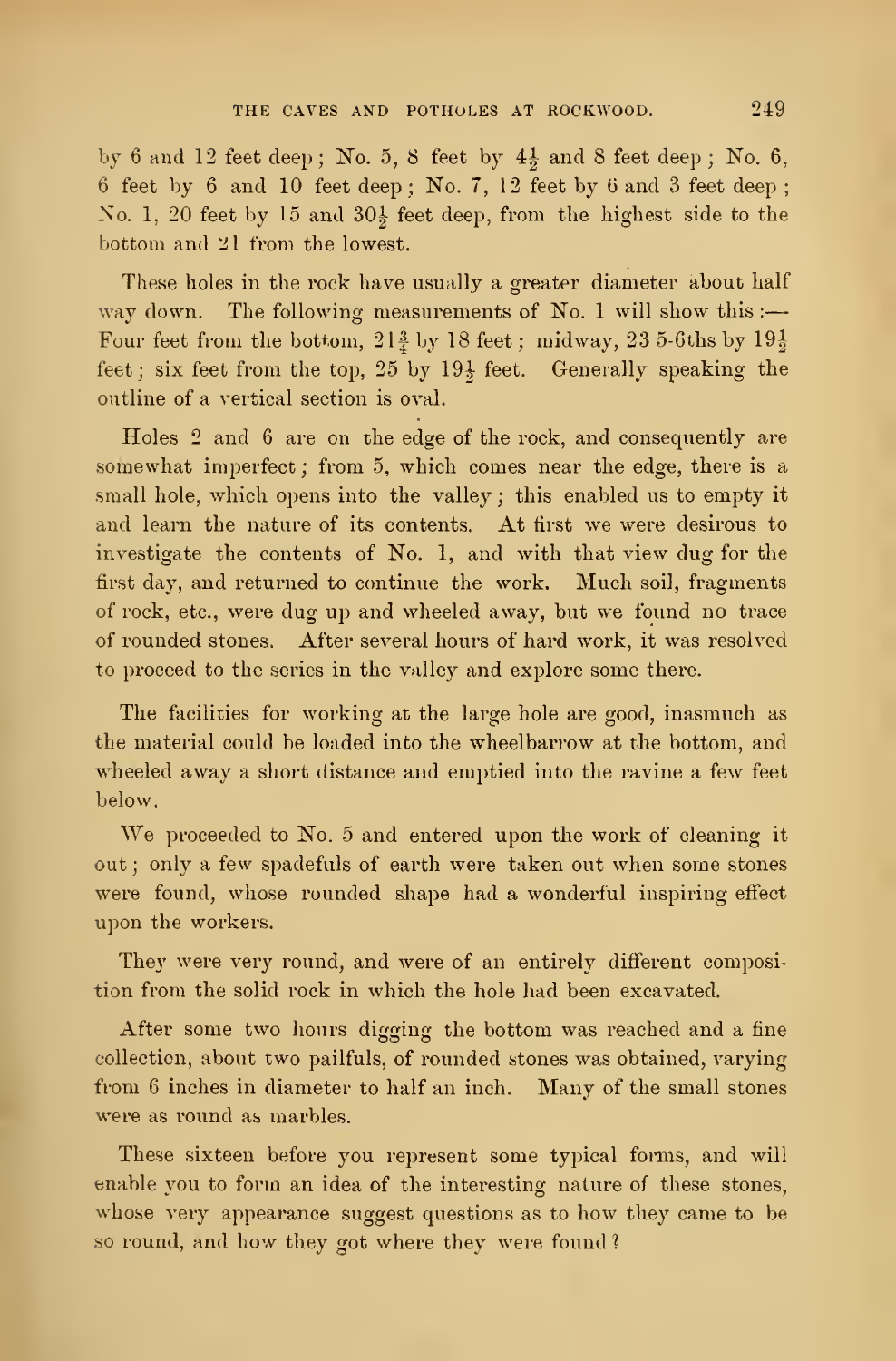by 6 and 12 feet deep; No. 5, 8 feet by $4\frac{1}{2}$ and 8 feet deep; No. 6, 6 feet by 6 and 10 feet deep; No. 7, 12 feet by 6 and 3 feet deep; No. 1, 20 feet by 15 and $30\frac{1}{2}$ feet deep, from the highest side to the bottom and 21 from the lowest.

These holes in the rock have usually a greater diameter about half way down. The following measurements of No. 1 will show this:—Four feet from the bottom, $21\frac{3}{4}$ by 18 feet; midway, 23 5-6ths by $19\frac{1}{2}$ feet; six feet from the top, 25 by $19\frac{1}{2}$ feet. Generally speaking the outline of a vertical section is oval.

Holes 2 and 6 are on the edge of the rock, and consequently are somewhat imperfect; from 5, which comes near the edge, there is a small hole, which opens into the valley; this enabled us to empty it and learn the nature of its contents. At first we were desirous to investigate the contents of No. 1, and with that view dug for the first day, and returned to continue the work. Much soil, fragments of rock, etc., were dug up and wheeled away, but we found no trace of rounded stones. After several hours of hard work, it was resolved to proceed to the series in the valley and explore some there.

The facilities for working at the large hole are good, inasmuch as the material could be loaded into the wheelbarrow at the bottom, and wheeled away a short distance and emptied into the ravine a few feet below.

We proceeded to No. 5 and entered upon the work of cleaning it out; only a few spadefuls of earth were taken out when some stones were found, whose rounded shape had a wonderful inspiring effect upon the workers.

They were very round, and were of an entirely different composition from the solid rock in which the hole had been excavated.

After some two hours digging the bottom was reached and a fine collection, about two pailfuls, of rounded stones was obtained, varying from 6 inches in diameter to half an inch. Many of the small stones were as round as marbles.

These sixteen before you represent some typical forms, and will enable you to form an idea of the interesting nature of these stones, whose very appearance suggest questions as to how they came to be so round, and how they got where they were found?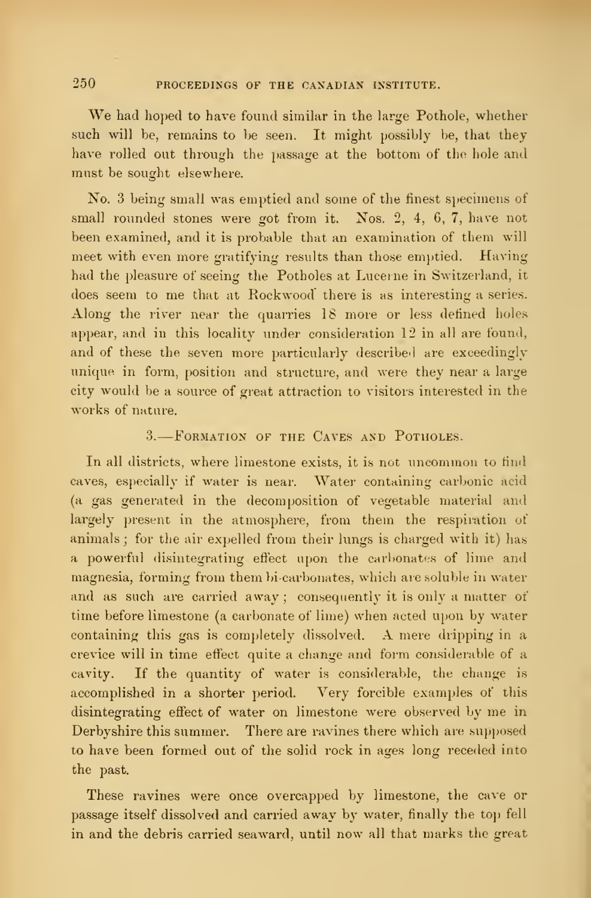We had hoped to have found similar in the large Pothole, whether such will be, remains to be seen. It might possibly be, that they have rolled out through the passage at the bottom of the hole and must be sought elsewhere.

No. 3 being small was emptied and some of the finest specimens of small rounded stones were got from it. Nos. 2, 4, 6, 7, have not been examined, and it is probable that an examination of them will meet with even more gratifying results than those emptied. Having had the pleasure of seeing the Potholes at Lucerne in Switzerland, it does seem to me that at Rockwood there is as interesting a series. Along the river near the quarries 18 more or less defined holes appear, and in this locality under consideration 12 in all are found, and of these the seven more particularly described are exceedingly unique in form, position and structure, and were they near a large city would be a source of great attraction to visitors interested in the works of nature.

### 3.—Formation of the Caves and Potholes.

In all districts, where limestone exists, it is not uncommon to find caves, especially if water is near. Water containing carbonic acid (a gas generated in the decomposition of vegetable material and largely present in the atmosphere, from them the respiration of animals; for the air expelled from their lungs is charged with it) has a powerful disintegrating effect upon the carbonates of lime and magnesia, forming from them bi-carbonates, which are soluble in water and as such are carried away; consequently it is only a matter of time before limestone (a carbonate of lime) when acted upon by water containing this gas is completely dissolved. A mere dripping in a crevice will in time effect quite a change and form considerable of a cavity. If the quantity of water is considerable, the change is accomplished in a shorter period. Very forcible examples of this disintegrating effect of water on limestone were observed by me in Derbyshire this summer. There are ravines there which are supposed to have been formed out of the solid rock in ages long receded into the past.

These ravines were once overcapped by limestone, the cave or passage itself dissolved and carried away by water, finally the top fell in and the debris carried seaward, until now all that marks the great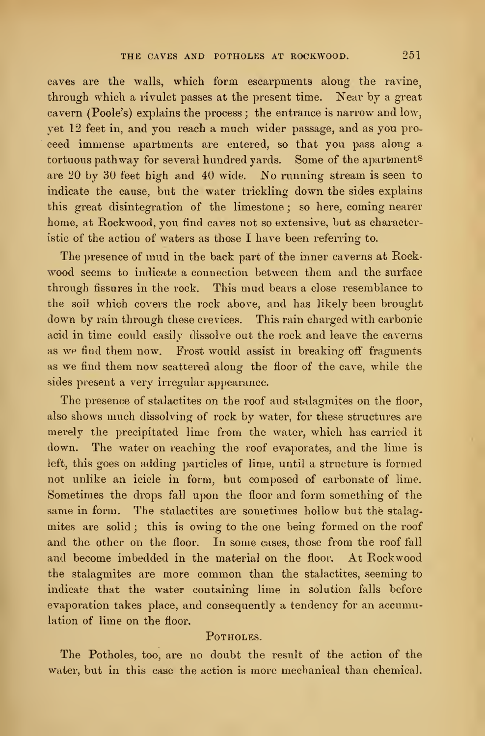caves are the walls, which form escarpments along the ravine, through which a rivulet passes at the present time. Near by a great cavern (Poole's) explains the process; the entrance is narrow and low, yet 12 feet in, and you reach a much wider passage, and as you proceed immense apartments are entered, so that you pass along a tortuous pathway for several hundred yards. Some of the apartments are 20 by 30 feet high and 40 wide. No running stream is seen to indicate the cause, but the water trickling down the sides explains this great disintegration of the limestone; so here, coming nearer home, at Rockwood, you find caves not so extensive, but as characteristic of the action of waters as those I have been referring to.

The presence of mud in the back part of the inner caverns at Rockwood seems to indicate a connection between them and the surface through fissures in the rock. This mud bears a close resemblance to the soil which covers the rock above, and has likely been brought down by rain through these crevices. This rain charged with carbonic acid in time could easily dissolve out the rock and leave the caverns as we find them now. Frost would assist in breaking off fragments as we find them now scattered along the floor of the cave, while the sides present a very irregular appearance.

The presence of stalactites on the roof and stalagmites on the floor, also shows much dissolving of rock by water, for these structures are merely the precipitated lime from the water, which has carried it down. The water on reaching the roof evaporates, and the lime is left, this goes on adding particles of lime, until a structure is formed not unlike an icicle in form, but composed of carbonate of lime. Sometimes the drops fall upon the floor and form something of the same in form. The stalactites are sometimes hollow but the stalagmites are solid; this is owing to the one being formed on the roof and the other on the floor. In some cases, those from the roof fall and become imbedded in the material on the floor. At Rockwood the stalagmites are more common than the stalactites, seeming to indicate that the water containing lime in solution falls before evaporation takes place, and consequently a tendency for an accumulation of lime on the floor.

## Potholes.

The Potholes, too, are no doubt the result of the action of the water, but in this case the action is more mechanical than chemical.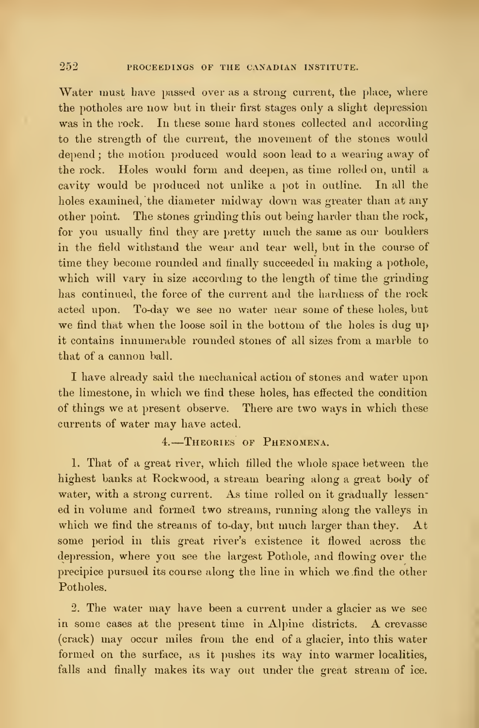Water must have passed over as a strong current, the place, where the potholes are now but in their first stages only a slight depression was in the rock. In these some hard stones collected and according to the strength of the current, the movement of the stones would depend; the motion produced would soon lead to a wearing away of the rock. Holes would form and deepen, as time rolled on, until a cavity would be produced not unlike a pot in outline. In all the holes examined, the diameter midway down was greater than at any other point. The stones grinding this out being harder than the rock, for you usually find they are pretty much the same as our boulders in the field withstand the wear and tear well, but in the course of time they become rounded and finally succeeded in making a pothole, which will vary in size according to the length of time the grinding has continued, the force of the current and the hardness of the rock acted upon. To-day we see no water near some of these holes, but we find that when the loose soil in the bottom of the holes is dug up it contains innumerable rounded stones of all sizes from a marble to that of a cannon ball.

I have already said the mechanical action of stones and water upon the limestone, in which we find these holes, has effected the condition of things we at present observe. There are two ways in which these currents of water may have acted.

### 4.—Theories of Phenomena.

1. That of a great river, which filled the whole space between the highest banks at Rockwood, a stream bearing along a great body of water, with a strong current. As time rolled on it gradually lessened in volume and formed two streams, running along the valleys in which we find the streams of to-day, but much larger than they. At some period in this great river's existence it flowed across the depression, where you see the largest Pothole, and flowing over the precipice pursued its course along the line in which we find the other Potholes.

2. The water may have been a current under a glacier as we see in some cases at the present time in Alpine districts. A crevasse (crack) may occur miles from the end of a glacier, into this water formed on the surface, as it pushes its way into warmer localities, falls and finally makes its way out under the great stream of ice.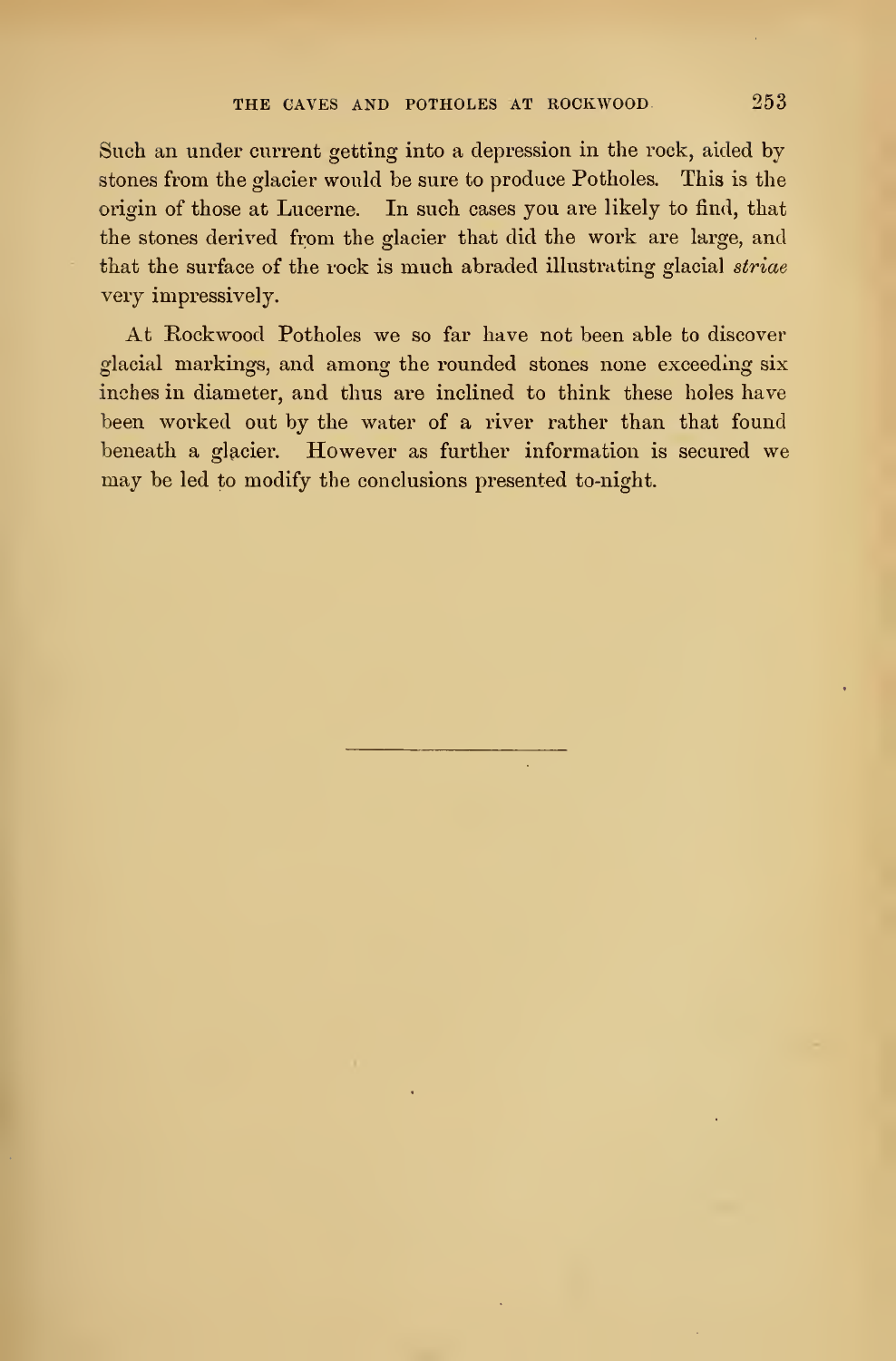Such an under current getting into a depression in the rock, aided by stones from the glacier would be sure to produce Potholes. This is the origin of those at Lucerne. In such cases you are likely to find, that the stones derived from the glacier that did the work are large, and that the surface of the rock is much abraded illustrating glacial *striae* very impressively.

At Rockwood Potholes we so far have not been able to discover glacial markings, and among the rounded stones none exceeding six inches in diameter, and thus are inclined to think these holes have been worked out by the water of a river rather than that found beneath a glacier. However as further information is secured we may be led to modify the conclusions presented to-night.

---